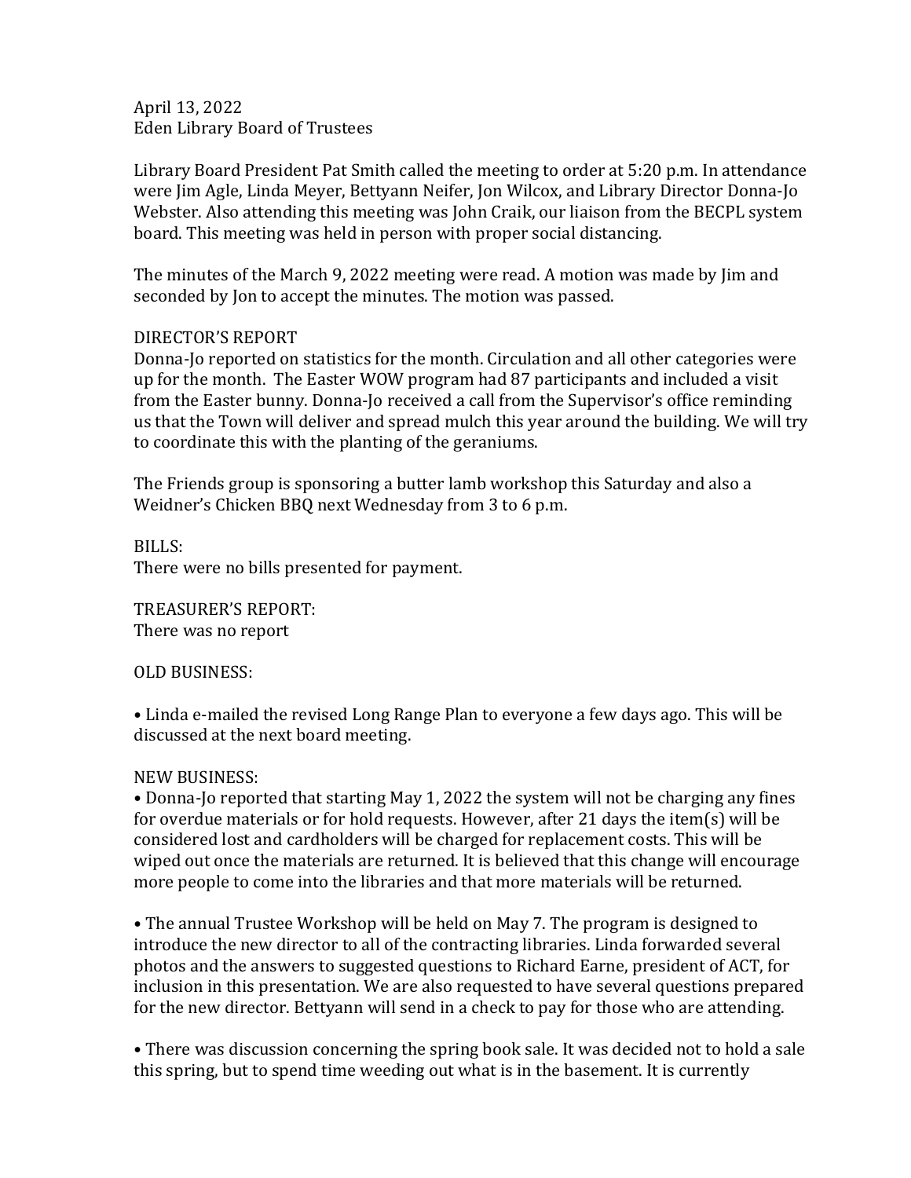April 13, 2022
Eden Library Board of Trustees

Library Board President Pat Smith called the meeting to order at 5:20 p.m. In attendance were Jim Agle, Linda Meyer, Bettyann Neifer, Jon Wilcox, and Library Director Donna-Jo Webster. Also attending this meeting was John Craik, our liaison from the BECPL system board. This meeting was held in person with proper social distancing.

The minutes of the March 9, 2022 meeting were read. A motion was made by Jim and seconded by Jon to accept the minutes. The motion was passed.

DIRECTOR'S REPORT
Donna-Jo reported on statistics for the month. Circulation and all other categories were up for the month. The Easter WOW program had 87 participants and included a visit from the Easter bunny. Donna-Jo received a call from the Supervisor's office reminding us that the Town will deliver and spread mulch this year around the building. We will try to coordinate this with the planting of the geraniums.

The Friends group is sponsoring a butter lamb workshop this Saturday and also a Weidner's Chicken BBQ next Wednesday from 3 to 6 p.m.

BILLS:
There were no bills presented for payment.

TREASURER'S REPORT:
There was no report

OLD BUSINESS:

• Linda e-mailed the revised Long Range Plan to everyone a few days ago. This will be discussed at the next board meeting.

NEW BUSINESS:
• Donna-Jo reported that starting May 1, 2022 the system will not be charging any fines for overdue materials or for hold requests. However, after 21 days the item(s) will be considered lost and cardholders will be charged for replacement costs. This will be wiped out once the materials are returned. It is believed that this change will encourage more people to come into the libraries and that more materials will be returned.

• The annual Trustee Workshop will be held on May 7. The program is designed to introduce the new director to all of the contracting libraries. Linda forwarded several photos and the answers to suggested questions to Richard Earne, president of ACT, for inclusion in this presentation. We are also requested to have several questions prepared for the new director. Bettyann will send in a check to pay for those who are attending.

• There was discussion concerning the spring book sale. It was decided not to hold a sale this spring, but to spend time weeding out what is in the basement. It is currently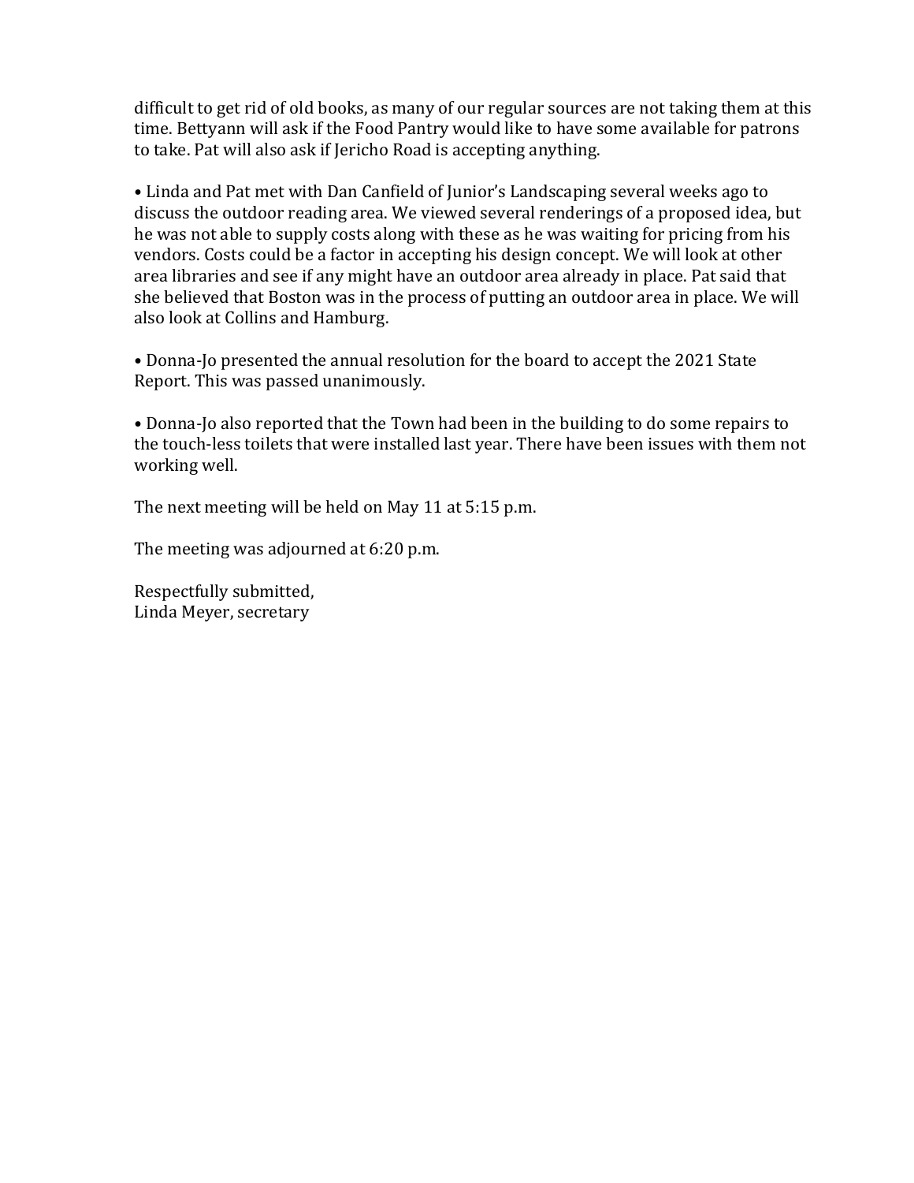difficult to get rid of old books, as many of our regular sources are not taking them at this time. Bettyann will ask if the Food Pantry would like to have some available for patrons to take. Pat will also ask if Jericho Road is accepting anything.

• Linda and Pat met with Dan Canfield of Junior's Landscaping several weeks ago to discuss the outdoor reading area. We viewed several renderings of a proposed idea, but he was not able to supply costs along with these as he was waiting for pricing from his vendors. Costs could be a factor in accepting his design concept. We will look at other area libraries and see if any might have an outdoor area already in place. Pat said that she believed that Boston was in the process of putting an outdoor area in place. We will also look at Collins and Hamburg.

• Donna-Jo presented the annual resolution for the board to accept the 2021 State Report. This was passed unanimously.

• Donna-Jo also reported that the Town had been in the building to do some repairs to the touch-less toilets that were installed last year. There have been issues with them not working well.

The next meeting will be held on May 11 at 5:15 p.m.

The meeting was adjourned at 6:20 p.m.

Respectfully submitted,
Linda Meyer, secretary